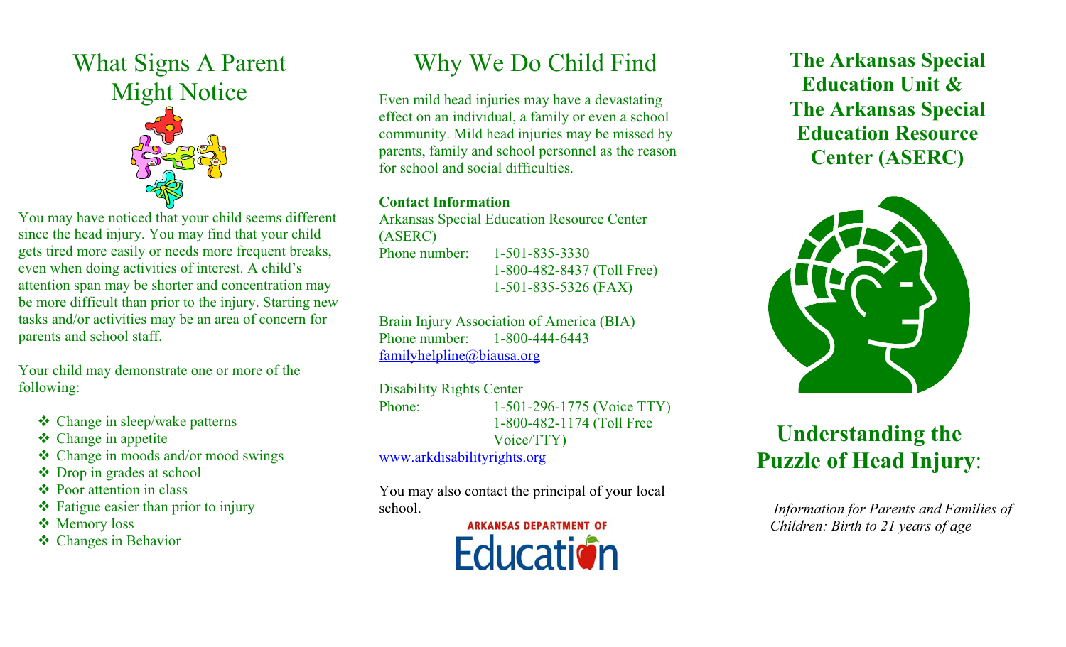## What Signs A Parent Might Notice

You may have noticed that your child seems different since the head injury. You may find that your child gets tired more easily or needs more frequent breaks, even when doing activities of interest. A child's attention span may be shorter and concentration may be more difficult than prior to the injury. Starting new tasks and/or activities may be an area of concern for parents and school staff.

Your child may demonstrate one or more of the following:

- Change in sleep/wake patterns
- Change in appetite
- Change in moods and/or mood swings
- Drop in grades at school
- Poor attention in class
- Fatigue easier than prior to injury
- Memory loss
- Changes in Behavior

## Why We Do Child Find

Even mild head injuries may have a devastating effect on an individual, a family or even a school community. Mild head injuries may be missed by parents, family and school personnel as the reason for school and social difficulties.

**Contact Information**

Arkansas Special Education Resource Center (ASERC)
Phone number: 1-501-835-3330
1-800-482-8437 (Toll Free)
1-501-835-5326 (FAX)

Brain Injury Association of America (BIA)
Phone number: 1-800-444-6443
familyhelpline@biausa.org

Disability Rights Center
Phone: 1-501-296-1775 (Voice TTY)
1-800-482-1174 (Toll Free Voice/TTY)
www.arkdisabilityrights.org

You may also contact the principal of your local school.

ARKANSAS DEPARTMENT OF Education

# The Arkansas Special Education Unit & The Arkansas Special Education Resource Center (ASERC)

# Understanding the Puzzle of Head Injury:

*Information for Parents and Families of Children: Birth to 21 years of age*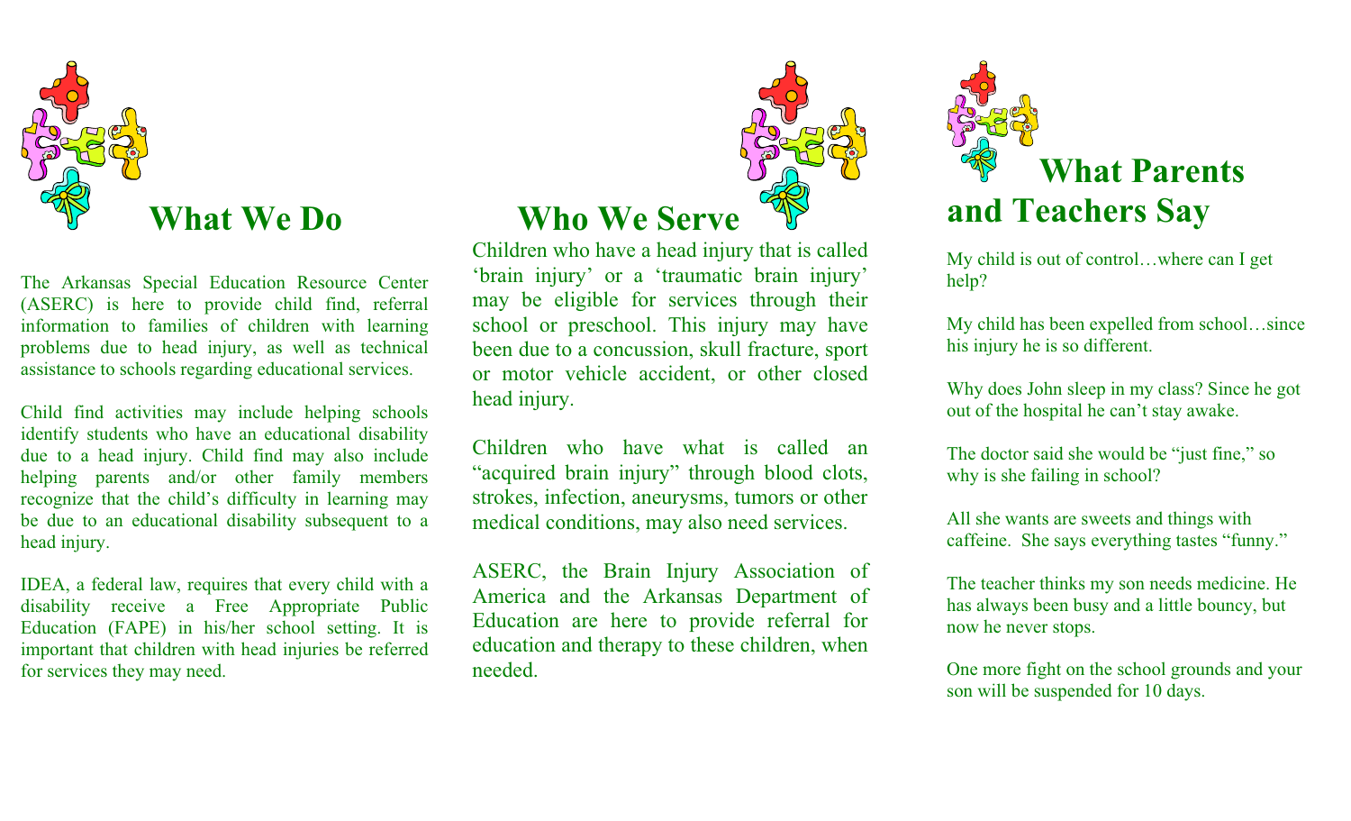## What We Do

The Arkansas Special Education Resource Center (ASERC) is here to provide child find, referral information to families of children with learning problems due to head injury, as well as technical assistance to schools regarding educational services.

Child find activities may include helping schools identify students who have an educational disability due to a head injury. Child find may also include helping parents and/or other family members recognize that the child's difficulty in learning may be due to an educational disability subsequent to a head injury.

IDEA, a federal law, requires that every child with a disability receive a Free Appropriate Public Education (FAPE) in his/her school setting. It is important that children with head injuries be referred for services they may need.

## Who We Serve

Children who have a head injury that is called 'brain injury' or a 'traumatic brain injury' may be eligible for services through their school or preschool. This injury may have been due to a concussion, skull fracture, sport or motor vehicle accident, or other closed head injury.

Children who have what is called an "acquired brain injury" through blood clots, strokes, infection, aneurysms, tumors or other medical conditions, may also need services.

ASERC, the Brain Injury Association of America and the Arkansas Department of Education are here to provide referral for education and therapy to these children, when needed.

## What Parents and Teachers Say

My child is out of control…where can I get help?

My child has been expelled from school…since his injury he is so different.

Why does John sleep in my class? Since he got out of the hospital he can't stay awake.

The doctor said she would be "just fine," so why is she failing in school?

All she wants are sweets and things with caffeine. She says everything tastes "funny."

The teacher thinks my son needs medicine. He has always been busy and a little bouncy, but now he never stops.

One more fight on the school grounds and your son will be suspended for 10 days.